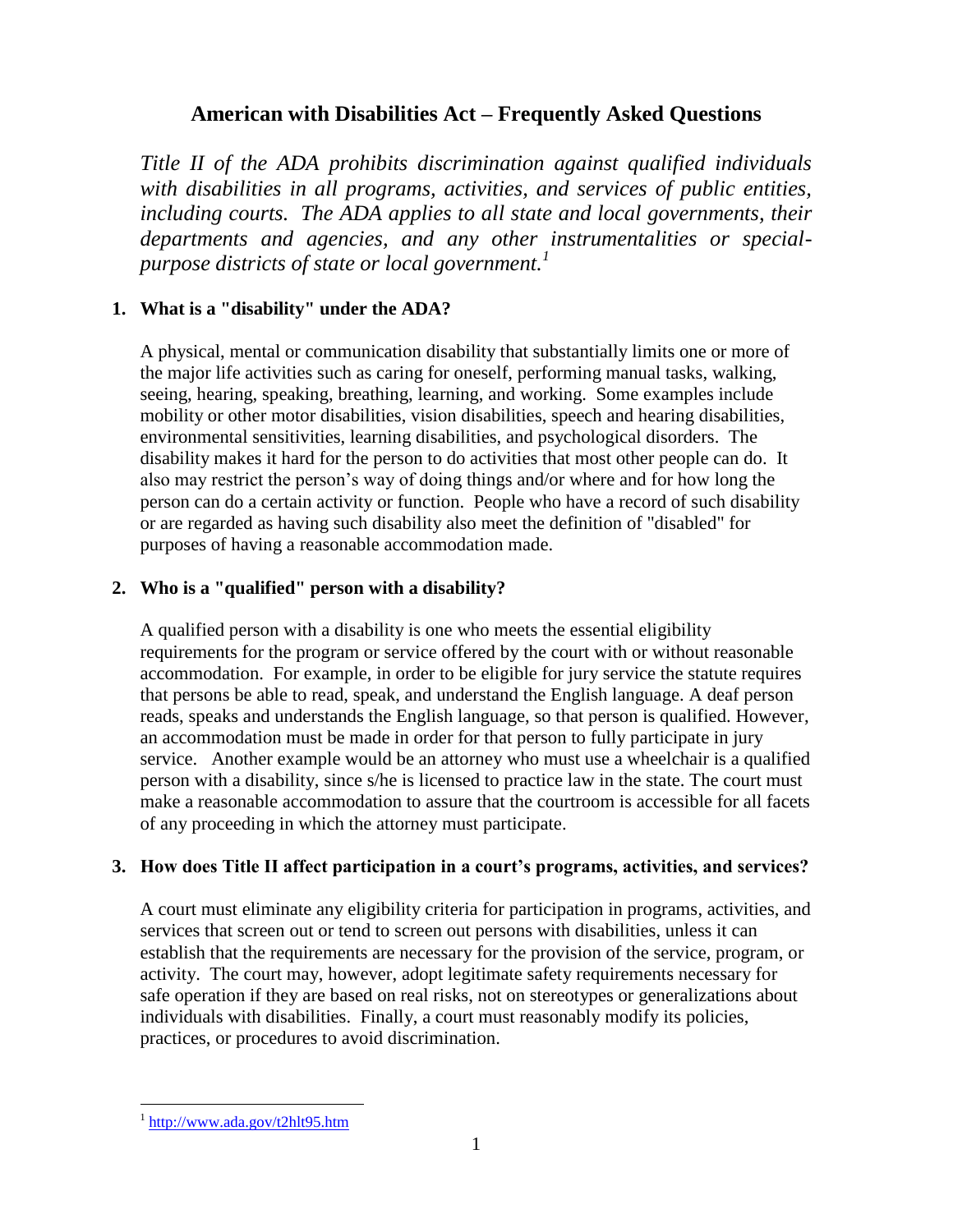# American with Disabilities Act – Frequently Asked Questions

*Title II of the ADA prohibits discrimination against qualified individuals with disabilities in all programs, activities, and services of public entities, including courts. The ADA applies to all state and local governments, their departments and agencies, and any other instrumentalities or special-purpose districts of state or local government.*[1]

## 1. What is a "disability" under the ADA?

A physical, mental or communication disability that substantially limits one or more of the major life activities such as caring for oneself, performing manual tasks, walking, seeing, hearing, speaking, breathing, learning, and working. Some examples include mobility or other motor disabilities, vision disabilities, speech and hearing disabilities, environmental sensitivities, learning disabilities, and psychological disorders. The disability makes it hard for the person to do activities that most other people can do. It also may restrict the person's way of doing things and/or where and for how long the person can do a certain activity or function. People who have a record of such disability or are regarded as having such disability also meet the definition of "disabled" for purposes of having a reasonable accommodation made.

## 2. Who is a "qualified" person with a disability?

A qualified person with a disability is one who meets the essential eligibility requirements for the program or service offered by the court with or without reasonable accommodation. For example, in order to be eligible for jury service the statute requires that persons be able to read, speak, and understand the English language. A deaf person reads, speaks and understands the English language, so that person is qualified. However, an accommodation must be made in order for that person to fully participate in jury service. Another example would be an attorney who must use a wheelchair is a qualified person with a disability, since s/he is licensed to practice law in the state. The court must make a reasonable accommodation to assure that the courtroom is accessible for all facets of any proceeding in which the attorney must participate.

## 3. How does Title II affect participation in a court's programs, activities, and services?

A court must eliminate any eligibility criteria for participation in programs, activities, and services that screen out or tend to screen out persons with disabilities, unless it can establish that the requirements are necessary for the provision of the service, program, or activity. The court may, however, adopt legitimate safety requirements necessary for safe operation if they are based on real risks, not on stereotypes or generalizations about individuals with disabilities. Finally, a court must reasonably modify its policies, practices, or procedures to avoid discrimination.

---

[1] http://www.ada.gov/t2hlt95.htm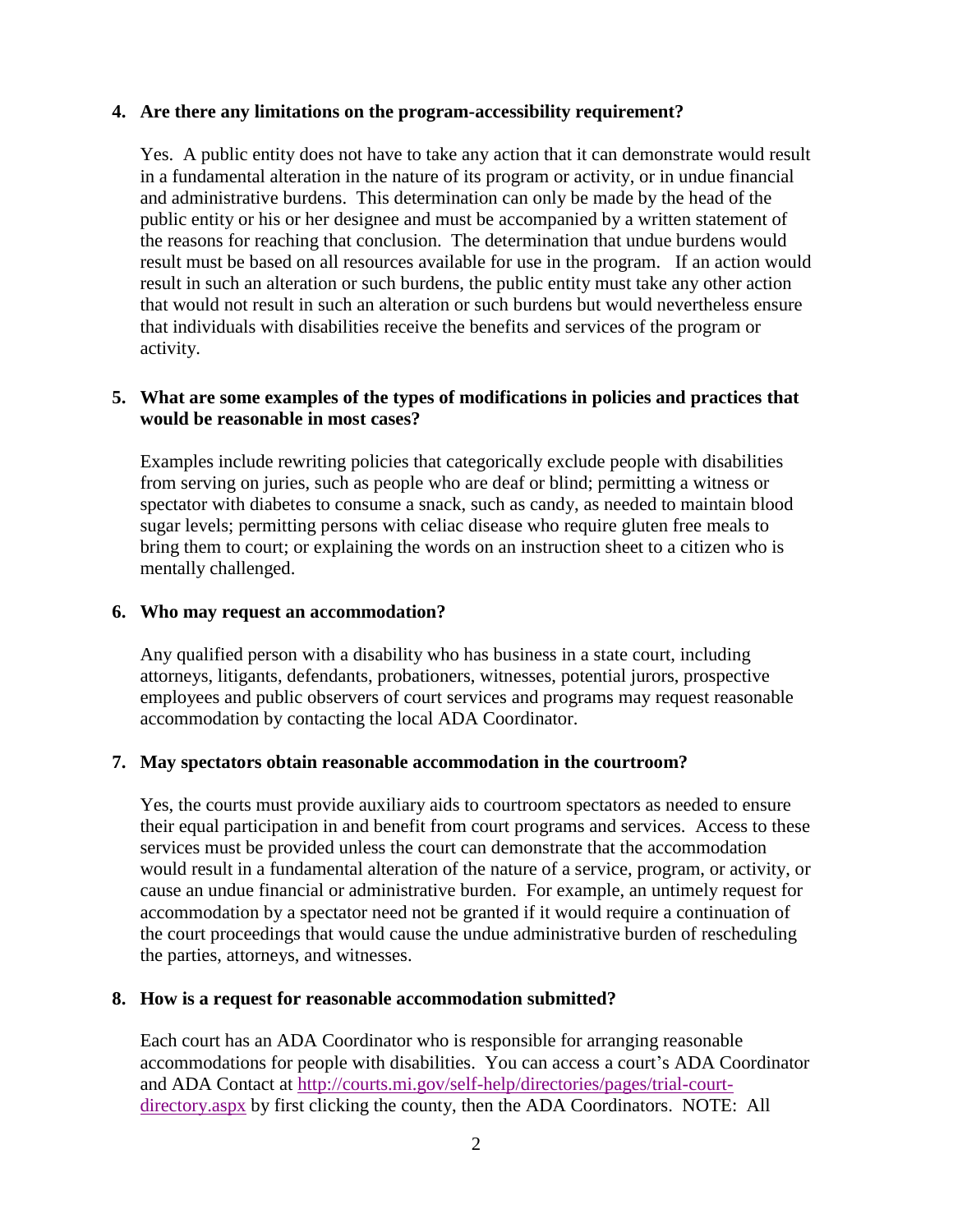**4. Are there any limitations on the program-accessibility requirement?**

Yes. A public entity does not have to take any action that it can demonstrate would result in a fundamental alteration in the nature of its program or activity, or in undue financial and administrative burdens. This determination can only be made by the head of the public entity or his or her designee and must be accompanied by a written statement of the reasons for reaching that conclusion. The determination that undue burdens would result must be based on all resources available for use in the program. If an action would result in such an alteration or such burdens, the public entity must take any other action that would not result in such an alteration or such burdens but would nevertheless ensure that individuals with disabilities receive the benefits and services of the program or activity.

**5. What are some examples of the types of modifications in policies and practices that would be reasonable in most cases?**

Examples include rewriting policies that categorically exclude people with disabilities from serving on juries, such as people who are deaf or blind; permitting a witness or spectator with diabetes to consume a snack, such as candy, as needed to maintain blood sugar levels; permitting persons with celiac disease who require gluten free meals to bring them to court; or explaining the words on an instruction sheet to a citizen who is mentally challenged.

**6. Who may request an accommodation?**

Any qualified person with a disability who has business in a state court, including attorneys, litigants, defendants, probationers, witnesses, potential jurors, prospective employees and public observers of court services and programs may request reasonable accommodation by contacting the local ADA Coordinator.

**7. May spectators obtain reasonable accommodation in the courtroom?**

Yes, the courts must provide auxiliary aids to courtroom spectators as needed to ensure their equal participation in and benefit from court programs and services. Access to these services must be provided unless the court can demonstrate that the accommodation would result in a fundamental alteration of the nature of a service, program, or activity, or cause an undue financial or administrative burden. For example, an untimely request for accommodation by a spectator need not be granted if it would require a continuation of the court proceedings that would cause the undue administrative burden of rescheduling the parties, attorneys, and witnesses.

**8. How is a request for reasonable accommodation submitted?**

Each court has an ADA Coordinator who is responsible for arranging reasonable accommodations for people with disabilities. You can access a court's ADA Coordinator and ADA Contact at [http://courts.mi.gov/self-help/directories/pages/trial-court-directory.aspx](http://courts.mi.gov/self-help/directories/pages/trial-court-directory.aspx) by first clicking the county, then the ADA Coordinators. NOTE: All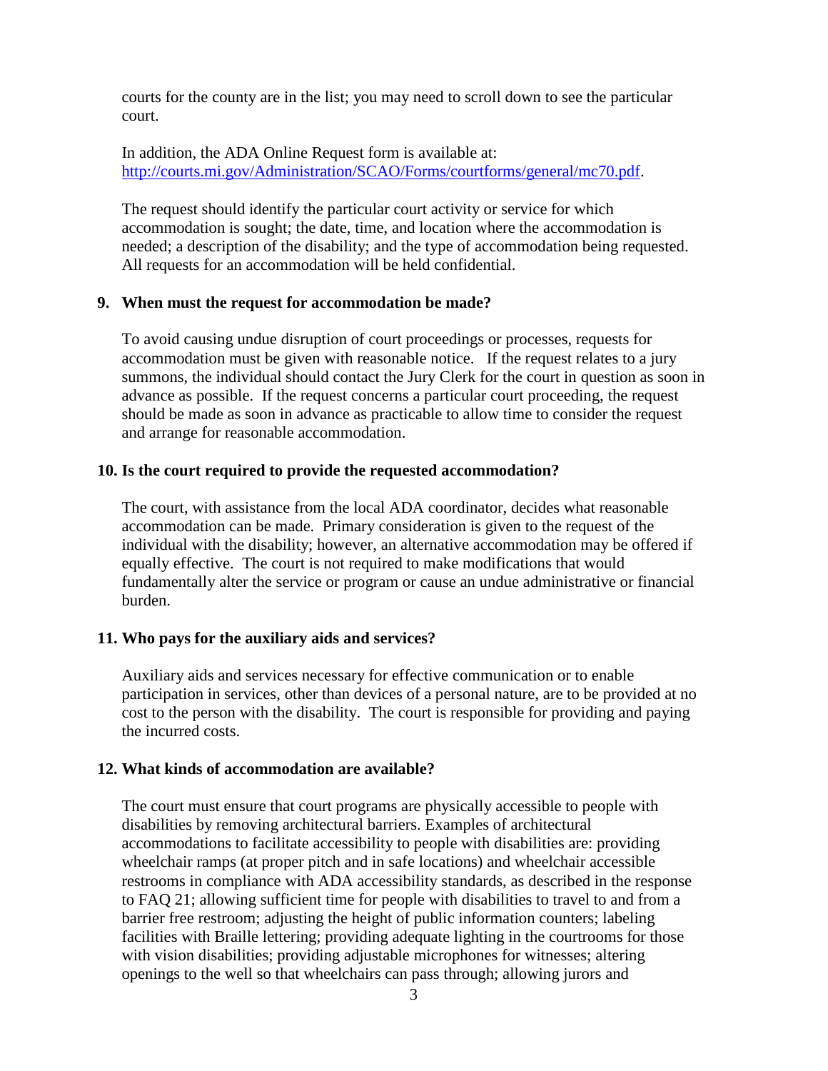courts for the county are in the list; you may need to scroll down to see the particular court.

In addition, the ADA Online Request form is available at: [http://courts.mi.gov/Administration/SCAO/Forms/courtforms/general/mc70.pdf](http://courts.mi.gov/Administration/SCAO/Forms/courtforms/general/mc70.pdf).

The request should identify the particular court activity or service for which accommodation is sought; the date, time, and location where the accommodation is needed; a description of the disability; and the type of accommodation being requested. All requests for an accommodation will be held confidential.

**9. When must the request for accommodation be made?**

To avoid causing undue disruption of court proceedings or processes, requests for accommodation must be given with reasonable notice. If the request relates to a jury summons, the individual should contact the Jury Clerk for the court in question as soon in advance as possible. If the request concerns a particular court proceeding, the request should be made as soon in advance as practicable to allow time to consider the request and arrange for reasonable accommodation.

**10. Is the court required to provide the requested accommodation?**

The court, with assistance from the local ADA coordinator, decides what reasonable accommodation can be made. Primary consideration is given to the request of the individual with the disability; however, an alternative accommodation may be offered if equally effective. The court is not required to make modifications that would fundamentally alter the service or program or cause an undue administrative or financial burden.

**11. Who pays for the auxiliary aids and services?**

Auxiliary aids and services necessary for effective communication or to enable participation in services, other than devices of a personal nature, are to be provided at no cost to the person with the disability. The court is responsible for providing and paying the incurred costs.

**12. What kinds of accommodation are available?**

The court must ensure that court programs are physically accessible to people with disabilities by removing architectural barriers. Examples of architectural accommodations to facilitate accessibility to people with disabilities are: providing wheelchair ramps (at proper pitch and in safe locations) and wheelchair accessible restrooms in compliance with ADA accessibility standards, as described in the response to FAQ 21; allowing sufficient time for people with disabilities to travel to and from a barrier free restroom; adjusting the height of public information counters; labeling facilities with Braille lettering; providing adequate lighting in the courtrooms for those with vision disabilities; providing adjustable microphones for witnesses; altering openings to the well so that wheelchairs can pass through; allowing jurors and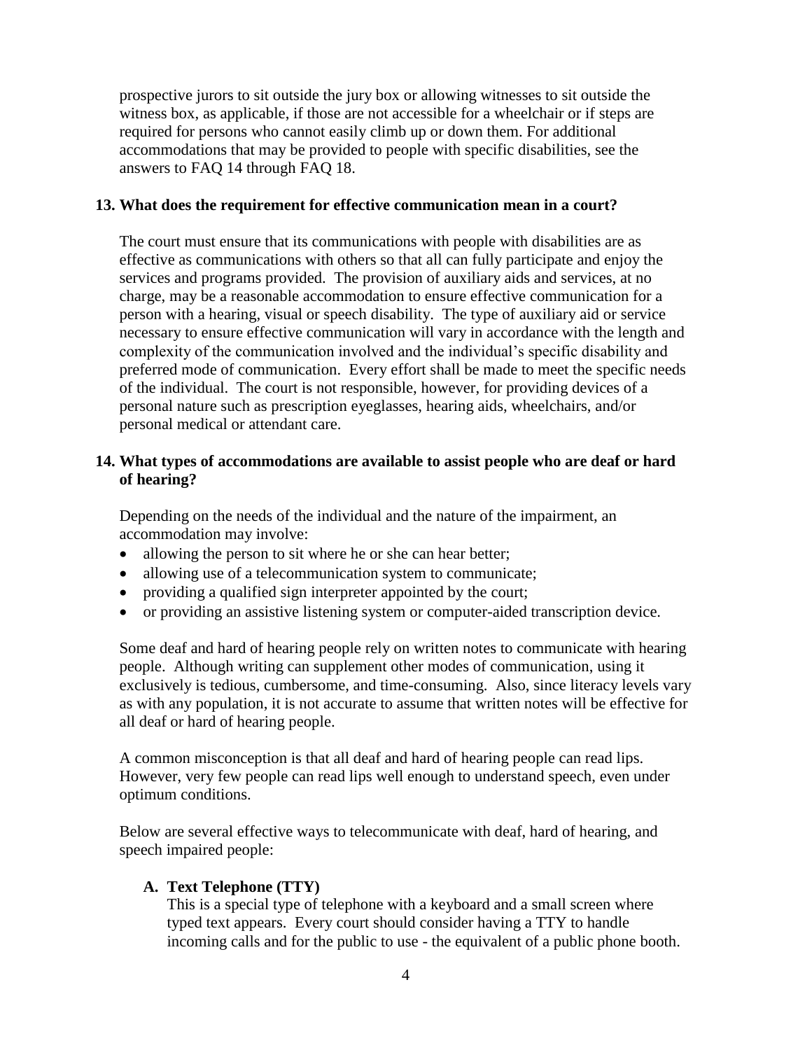prospective jurors to sit outside the jury box or allowing witnesses to sit outside the witness box, as applicable, if those are not accessible for a wheelchair or if steps are required for persons who cannot easily climb up or down them. For additional accommodations that may be provided to people with specific disabilities, see the answers to FAQ 14 through FAQ 18.

**13. What does the requirement for effective communication mean in a court?**

The court must ensure that its communications with people with disabilities are as effective as communications with others so that all can fully participate and enjoy the services and programs provided. The provision of auxiliary aids and services, at no charge, may be a reasonable accommodation to ensure effective communication for a person with a hearing, visual or speech disability. The type of auxiliary aid or service necessary to ensure effective communication will vary in accordance with the length and complexity of the communication involved and the individual's specific disability and preferred mode of communication. Every effort shall be made to meet the specific needs of the individual. The court is not responsible, however, for providing devices of a personal nature such as prescription eyeglasses, hearing aids, wheelchairs, and/or personal medical or attendant care.

**14. What types of accommodations are available to assist people who are deaf or hard of hearing?**

Depending on the needs of the individual and the nature of the impairment, an accommodation may involve:

- allowing the person to sit where he or she can hear better;
- allowing use of a telecommunication system to communicate;
- providing a qualified sign interpreter appointed by the court;
- or providing an assistive listening system or computer-aided transcription device.

Some deaf and hard of hearing people rely on written notes to communicate with hearing people. Although writing can supplement other modes of communication, using it exclusively is tedious, cumbersome, and time-consuming. Also, since literacy levels vary as with any population, it is not accurate to assume that written notes will be effective for all deaf or hard of hearing people.

A common misconception is that all deaf and hard of hearing people can read lips. However, very few people can read lips well enough to understand speech, even under optimum conditions.

Below are several effective ways to telecommunicate with deaf, hard of hearing, and speech impaired people:

**A. Text Telephone (TTY)**

This is a special type of telephone with a keyboard and a small screen where typed text appears. Every court should consider having a TTY to handle incoming calls and for the public to use - the equivalent of a public phone booth.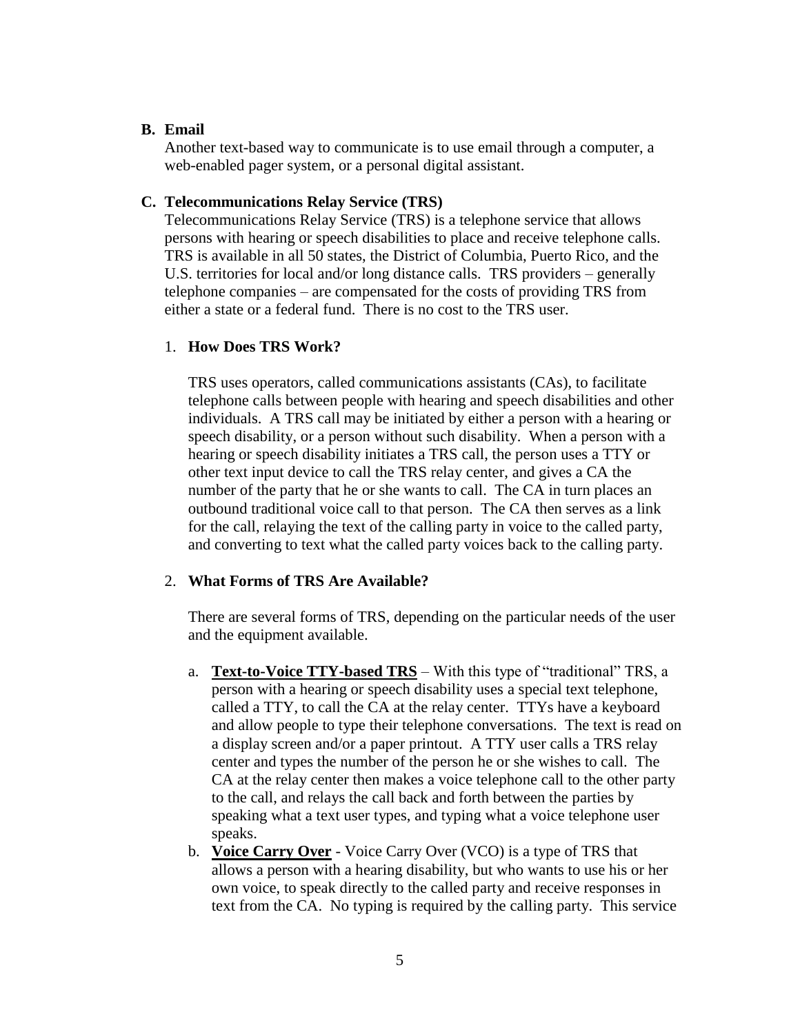### B. Email

Another text-based way to communicate is to use email through a computer, a web-enabled pager system, or a personal digital assistant.

### C. Telecommunications Relay Service (TRS)

Telecommunications Relay Service (TRS) is a telephone service that allows persons with hearing or speech disabilities to place and receive telephone calls. TRS is available in all 50 states, the District of Columbia, Puerto Rico, and the U.S. territories for local and/or long distance calls. TRS providers – generally telephone companies – are compensated for the costs of providing TRS from either a state or a federal fund. There is no cost to the TRS user.

#### 1. How Does TRS Work?

TRS uses operators, called communications assistants (CAs), to facilitate telephone calls between people with hearing and speech disabilities and other individuals. A TRS call may be initiated by either a person with a hearing or speech disability, or a person without such disability. When a person with a hearing or speech disability initiates a TRS call, the person uses a TTY or other text input device to call the TRS relay center, and gives a CA the number of the party that he or she wants to call. The CA in turn places an outbound traditional voice call to that person. The CA then serves as a link for the call, relaying the text of the calling party in voice to the called party, and converting to text what the called party voices back to the calling party.

#### 2. What Forms of TRS Are Available?

There are several forms of TRS, depending on the particular needs of the user and the equipment available.

a. **Text-to-Voice TTY-based TRS** – With this type of "traditional" TRS, a person with a hearing or speech disability uses a special text telephone, called a TTY, to call the CA at the relay center. TTYs have a keyboard and allow people to type their telephone conversations. The text is read on a display screen and/or a paper printout. A TTY user calls a TRS relay center and types the number of the person he or she wishes to call. The CA at the relay center then makes a voice telephone call to the other party to the call, and relays the call back and forth between the parties by speaking what a text user types, and typing what a voice telephone user speaks.

b. **Voice Carry Over** - Voice Carry Over (VCO) is a type of TRS that allows a person with a hearing disability, but who wants to use his or her own voice, to speak directly to the called party and receive responses in text from the CA. No typing is required by the calling party. This service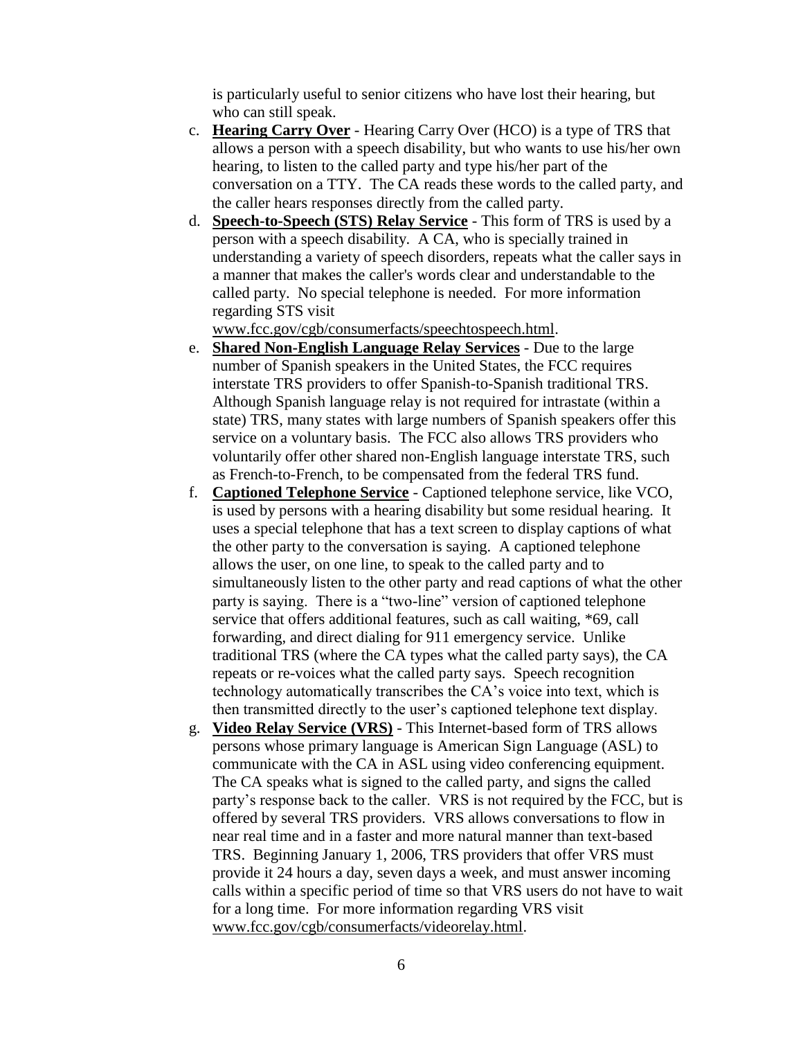is particularly useful to senior citizens who have lost their hearing, but who can still speak.

c. **Hearing Carry Over** - Hearing Carry Over (HCO) is a type of TRS that allows a person with a speech disability, but who wants to use his/her own hearing, to listen to the called party and type his/her part of the conversation on a TTY. The CA reads these words to the called party, and the caller hears responses directly from the called party.

d. **Speech-to-Speech (STS) Relay Service** - This form of TRS is used by a person with a speech disability. A CA, who is specially trained in understanding a variety of speech disorders, repeats what the caller says in a manner that makes the caller's words clear and understandable to the called party. No special telephone is needed. For more information regarding STS visit www.fcc.gov/cgb/consumerfacts/speechtospeech.html.

e. **Shared Non-English Language Relay Services** - Due to the large number of Spanish speakers in the United States, the FCC requires interstate TRS providers to offer Spanish-to-Spanish traditional TRS. Although Spanish language relay is not required for intrastate (within a state) TRS, many states with large numbers of Spanish speakers offer this service on a voluntary basis. The FCC also allows TRS providers who voluntarily offer other shared non-English language interstate TRS, such as French-to-French, to be compensated from the federal TRS fund.

f. **Captioned Telephone Service** - Captioned telephone service, like VCO, is used by persons with a hearing disability but some residual hearing. It uses a special telephone that has a text screen to display captions of what the other party to the conversation is saying. A captioned telephone allows the user, on one line, to speak to the called party and to simultaneously listen to the other party and read captions of what the other party is saying. There is a "two-line" version of captioned telephone service that offers additional features, such as call waiting, *69, call forwarding, and direct dialing for 911 emergency service. Unlike traditional TRS (where the CA types what the called party says), the CA repeats or re-voices what the called party says. Speech recognition technology automatically transcribes the CA's voice into text, which is then transmitted directly to the user's captioned telephone text display.

g. **Video Relay Service (VRS)** - This Internet-based form of TRS allows persons whose primary language is American Sign Language (ASL) to communicate with the CA in ASL using video conferencing equipment. The CA speaks what is signed to the called party, and signs the called party's response back to the caller. VRS is not required by the FCC, but is offered by several TRS providers. VRS allows conversations to flow in near real time and in a faster and more natural manner than text-based TRS. Beginning January 1, 2006, TRS providers that offer VRS must provide it 24 hours a day, seven days a week, and must answer incoming calls within a specific period of time so that VRS users do not have to wait for a long time. For more information regarding VRS visit www.fcc.gov/cgb/consumerfacts/videorelay.html.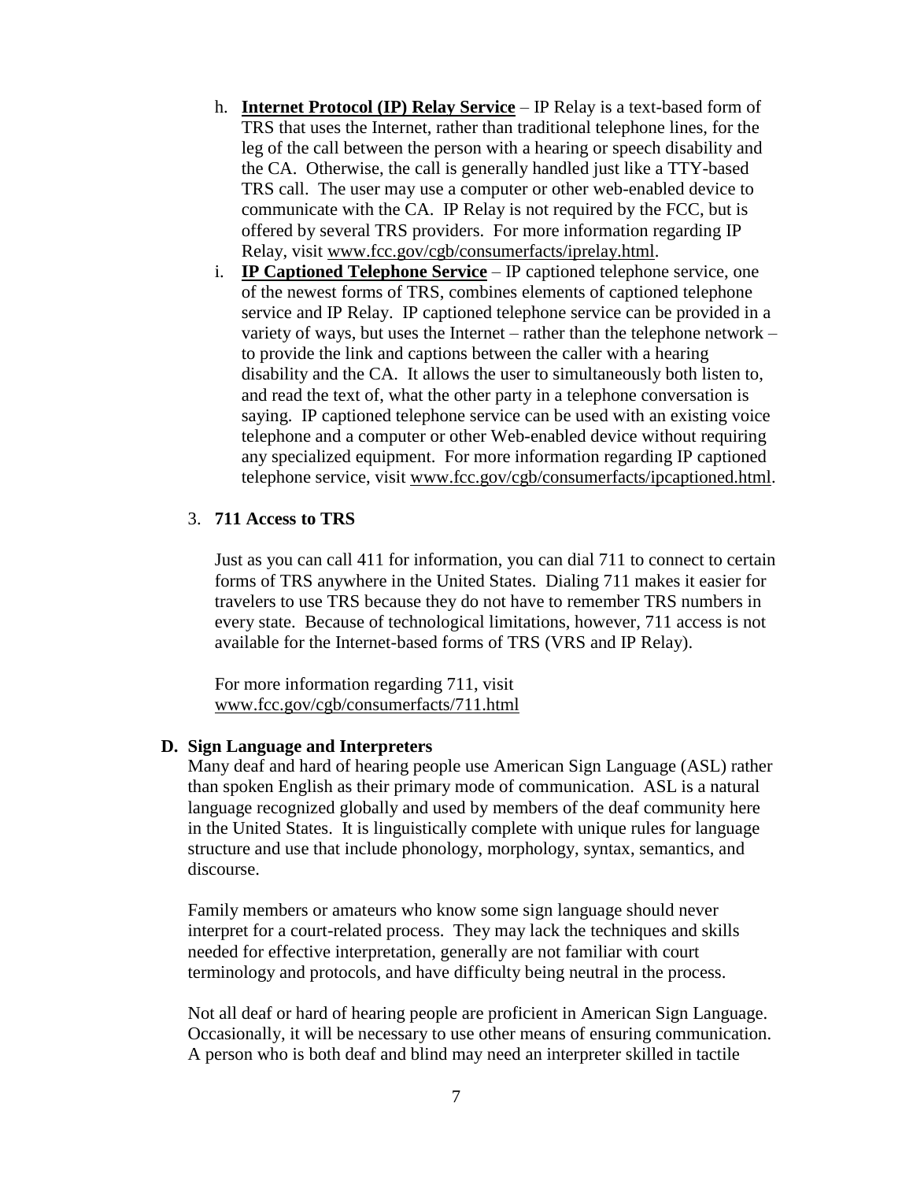h. **<u>Internet Protocol (IP) Relay Service</u>** – IP Relay is a text-based form of TRS that uses the Internet, rather than traditional telephone lines, for the leg of the call between the person with a hearing or speech disability and the CA. Otherwise, the call is generally handled just like a TTY-based TRS call. The user may use a computer or other web-enabled device to communicate with the CA. IP Relay is not required by the FCC, but is offered by several TRS providers. For more information regarding IP Relay, visit www.fcc.gov/cgb/consumerfacts/iprelay.html.

i. **<u>IP Captioned Telephone Service</u>** – IP captioned telephone service, one of the newest forms of TRS, combines elements of captioned telephone service and IP Relay. IP captioned telephone service can be provided in a variety of ways, but uses the Internet – rather than the telephone network – to provide the link and captions between the caller with a hearing disability and the CA. It allows the user to simultaneously both listen to, and read the text of, what the other party in a telephone conversation is saying. IP captioned telephone service can be used with an existing voice telephone and a computer or other Web-enabled device without requiring any specialized equipment. For more information regarding IP captioned telephone service, visit www.fcc.gov/cgb/consumerfacts/ipcaptioned.html.

3. **711 Access to TRS**

Just as you can call 411 for information, you can dial 711 to connect to certain forms of TRS anywhere in the United States. Dialing 711 makes it easier for travelers to use TRS because they do not have to remember TRS numbers in every state. Because of technological limitations, however, 711 access is not available for the Internet-based forms of TRS (VRS and IP Relay).

For more information regarding 711, visit www.fcc.gov/cgb/consumerfacts/711.html

### D. Sign Language and Interpreters

Many deaf and hard of hearing people use American Sign Language (ASL) rather than spoken English as their primary mode of communication. ASL is a natural language recognized globally and used by members of the deaf community here in the United States. It is linguistically complete with unique rules for language structure and use that include phonology, morphology, syntax, semantics, and discourse.

Family members or amateurs who know some sign language should never interpret for a court-related process. They may lack the techniques and skills needed for effective interpretation, generally are not familiar with court terminology and protocols, and have difficulty being neutral in the process.

Not all deaf or hard of hearing people are proficient in American Sign Language. Occasionally, it will be necessary to use other means of ensuring communication. A person who is both deaf and blind may need an interpreter skilled in tactile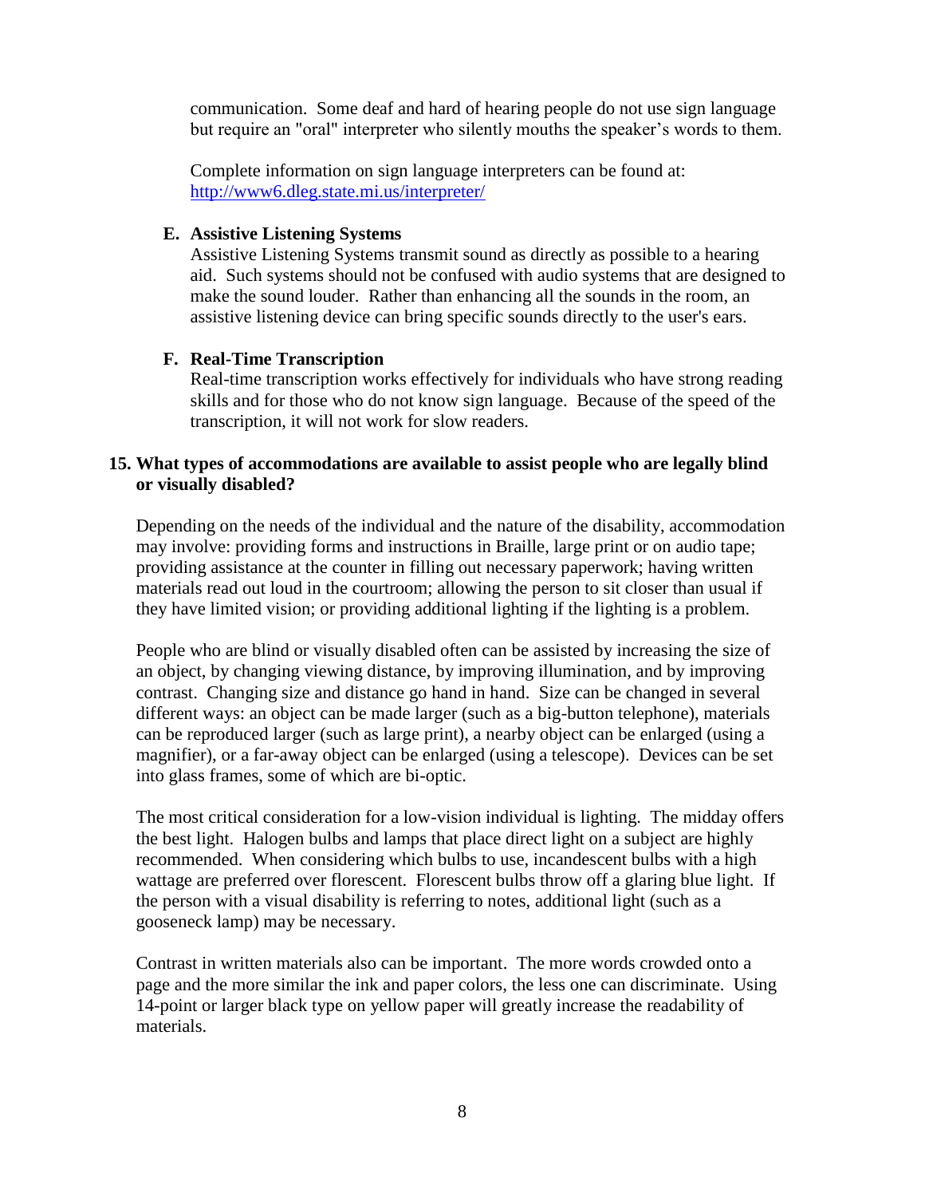communication. Some deaf and hard of hearing people do not use sign language but require an "oral" interpreter who silently mouths the speaker's words to them.

Complete information on sign language interpreters can be found at: http://www6.dleg.state.mi.us/interpreter/

**E. Assistive Listening Systems**

Assistive Listening Systems transmit sound as directly as possible to a hearing aid. Such systems should not be confused with audio systems that are designed to make the sound louder. Rather than enhancing all the sounds in the room, an assistive listening device can bring specific sounds directly to the user's ears.

**F. Real-Time Transcription**

Real-time transcription works effectively for individuals who have strong reading skills and for those who do not know sign language. Because of the speed of the transcription, it will not work for slow readers.

**15. What types of accommodations are available to assist people who are legally blind or visually disabled?**

Depending on the needs of the individual and the nature of the disability, accommodation may involve: providing forms and instructions in Braille, large print or on audio tape; providing assistance at the counter in filling out necessary paperwork; having written materials read out loud in the courtroom; allowing the person to sit closer than usual if they have limited vision; or providing additional lighting if the lighting is a problem.

People who are blind or visually disabled often can be assisted by increasing the size of an object, by changing viewing distance, by improving illumination, and by improving contrast. Changing size and distance go hand in hand. Size can be changed in several different ways: an object can be made larger (such as a big-button telephone), materials can be reproduced larger (such as large print), a nearby object can be enlarged (using a magnifier), or a far-away object can be enlarged (using a telescope). Devices can be set into glass frames, some of which are bi-optic.

The most critical consideration for a low-vision individual is lighting. The midday offers the best light. Halogen bulbs and lamps that place direct light on a subject are highly recommended. When considering which bulbs to use, incandescent bulbs with a high wattage are preferred over florescent. Florescent bulbs throw off a glaring blue light. If the person with a visual disability is referring to notes, additional light (such as a gooseneck lamp) may be necessary.

Contrast in written materials also can be important. The more words crowded onto a page and the more similar the ink and paper colors, the less one can discriminate. Using 14-point or larger black type on yellow paper will greatly increase the readability of materials.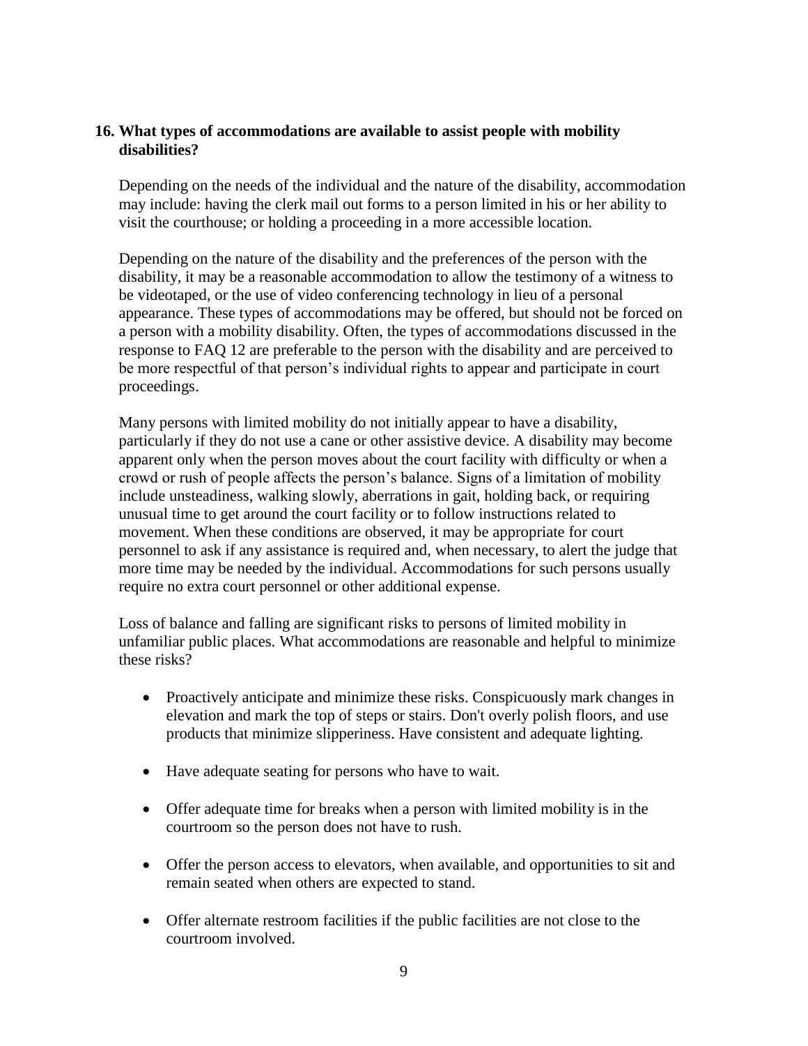### 16. What types of accommodations are available to assist people with mobility disabilities?

Depending on the needs of the individual and the nature of the disability, accommodation may include: having the clerk mail out forms to a person limited in his or her ability to visit the courthouse; or holding a proceeding in a more accessible location.

Depending on the nature of the disability and the preferences of the person with the disability, it may be a reasonable accommodation to allow the testimony of a witness to be videotaped, or the use of video conferencing technology in lieu of a personal appearance. These types of accommodations may be offered, but should not be forced on a person with a mobility disability. Often, the types of accommodations discussed in the response to FAQ 12 are preferable to the person with the disability and are perceived to be more respectful of that person's individual rights to appear and participate in court proceedings.

Many persons with limited mobility do not initially appear to have a disability, particularly if they do not use a cane or other assistive device. A disability may become apparent only when the person moves about the court facility with difficulty or when a crowd or rush of people affects the person's balance. Signs of a limitation of mobility include unsteadiness, walking slowly, aberrations in gait, holding back, or requiring unusual time to get around the court facility or to follow instructions related to movement. When these conditions are observed, it may be appropriate for court personnel to ask if any assistance is required and, when necessary, to alert the judge that more time may be needed by the individual. Accommodations for such persons usually require no extra court personnel or other additional expense.

Loss of balance and falling are significant risks to persons of limited mobility in unfamiliar public places. What accommodations are reasonable and helpful to minimize these risks?

- Proactively anticipate and minimize these risks. Conspicuously mark changes in elevation and mark the top of steps or stairs. Don't overly polish floors, and use products that minimize slipperiness. Have consistent and adequate lighting.
- Have adequate seating for persons who have to wait.
- Offer adequate time for breaks when a person with limited mobility is in the courtroom so the person does not have to rush.
- Offer the person access to elevators, when available, and opportunities to sit and remain seated when others are expected to stand.
- Offer alternate restroom facilities if the public facilities are not close to the courtroom involved.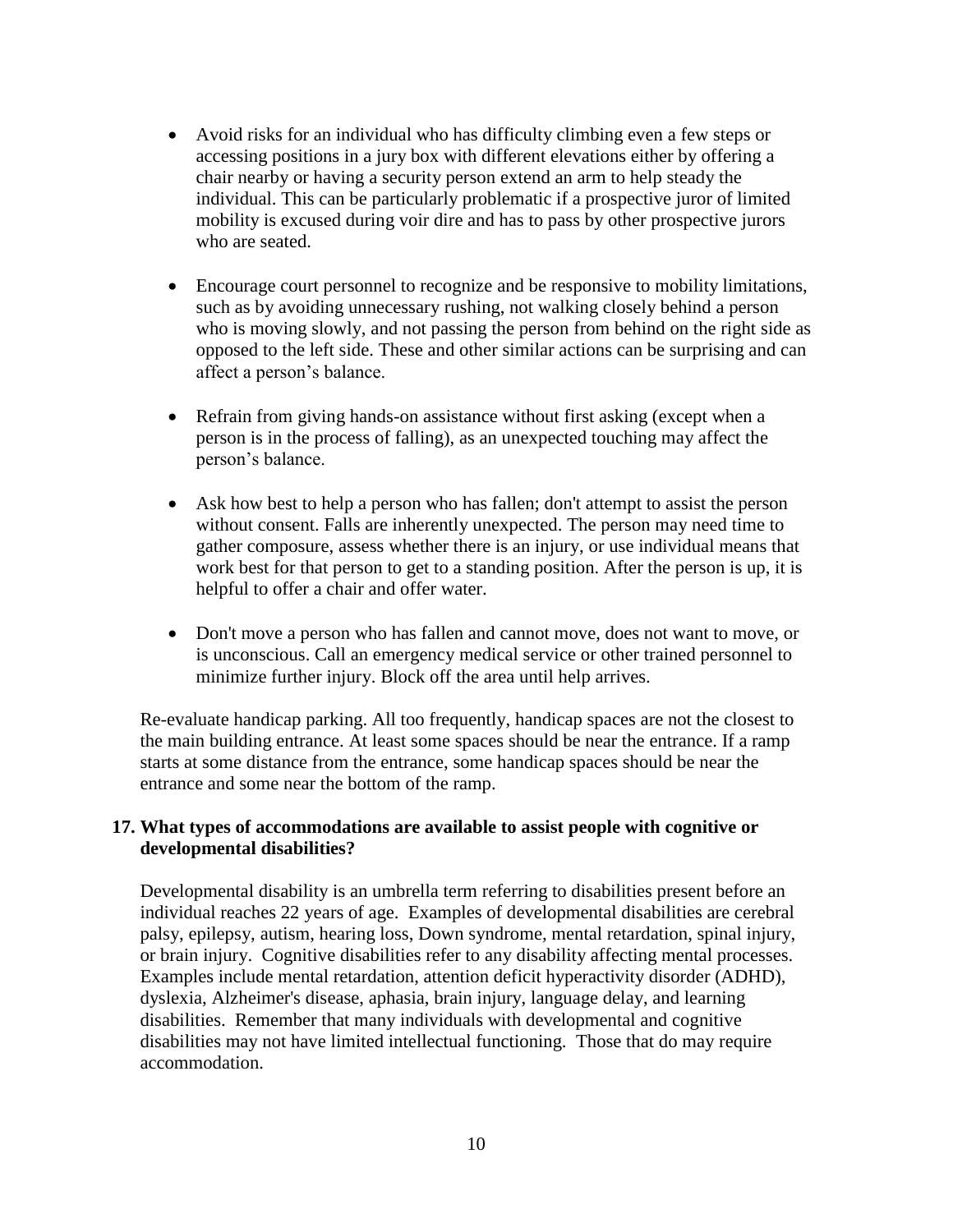- Avoid risks for an individual who has difficulty climbing even a few steps or accessing positions in a jury box with different elevations either by offering a chair nearby or having a security person extend an arm to help steady the individual. This can be particularly problematic if a prospective juror of limited mobility is excused during voir dire and has to pass by other prospective jurors who are seated.

- Encourage court personnel to recognize and be responsive to mobility limitations, such as by avoiding unnecessary rushing, not walking closely behind a person who is moving slowly, and not passing the person from behind on the right side as opposed to the left side. These and other similar actions can be surprising and can affect a person's balance.

- Refrain from giving hands-on assistance without first asking (except when a person is in the process of falling), as an unexpected touching may affect the person's balance.

- Ask how best to help a person who has fallen; don't attempt to assist the person without consent. Falls are inherently unexpected. The person may need time to gather composure, assess whether there is an injury, or use individual means that work best for that person to get to a standing position. After the person is up, it is helpful to offer a chair and offer water.

- Don't move a person who has fallen and cannot move, does not want to move, or is unconscious. Call an emergency medical service or other trained personnel to minimize further injury. Block off the area until help arrives.

Re-evaluate handicap parking. All too frequently, handicap spaces are not the closest to the main building entrance. At least some spaces should be near the entrance. If a ramp starts at some distance from the entrance, some handicap spaces should be near the entrance and some near the bottom of the ramp.

**17. What types of accommodations are available to assist people with cognitive or developmental disabilities?**

Developmental disability is an umbrella term referring to disabilities present before an individual reaches 22 years of age. Examples of developmental disabilities are cerebral palsy, epilepsy, autism, hearing loss, Down syndrome, mental retardation, spinal injury, or brain injury. Cognitive disabilities refer to any disability affecting mental processes. Examples include mental retardation, attention deficit hyperactivity disorder (ADHD), dyslexia, Alzheimer's disease, aphasia, brain injury, language delay, and learning disabilities. Remember that many individuals with developmental and cognitive disabilities may not have limited intellectual functioning. Those that do may require accommodation.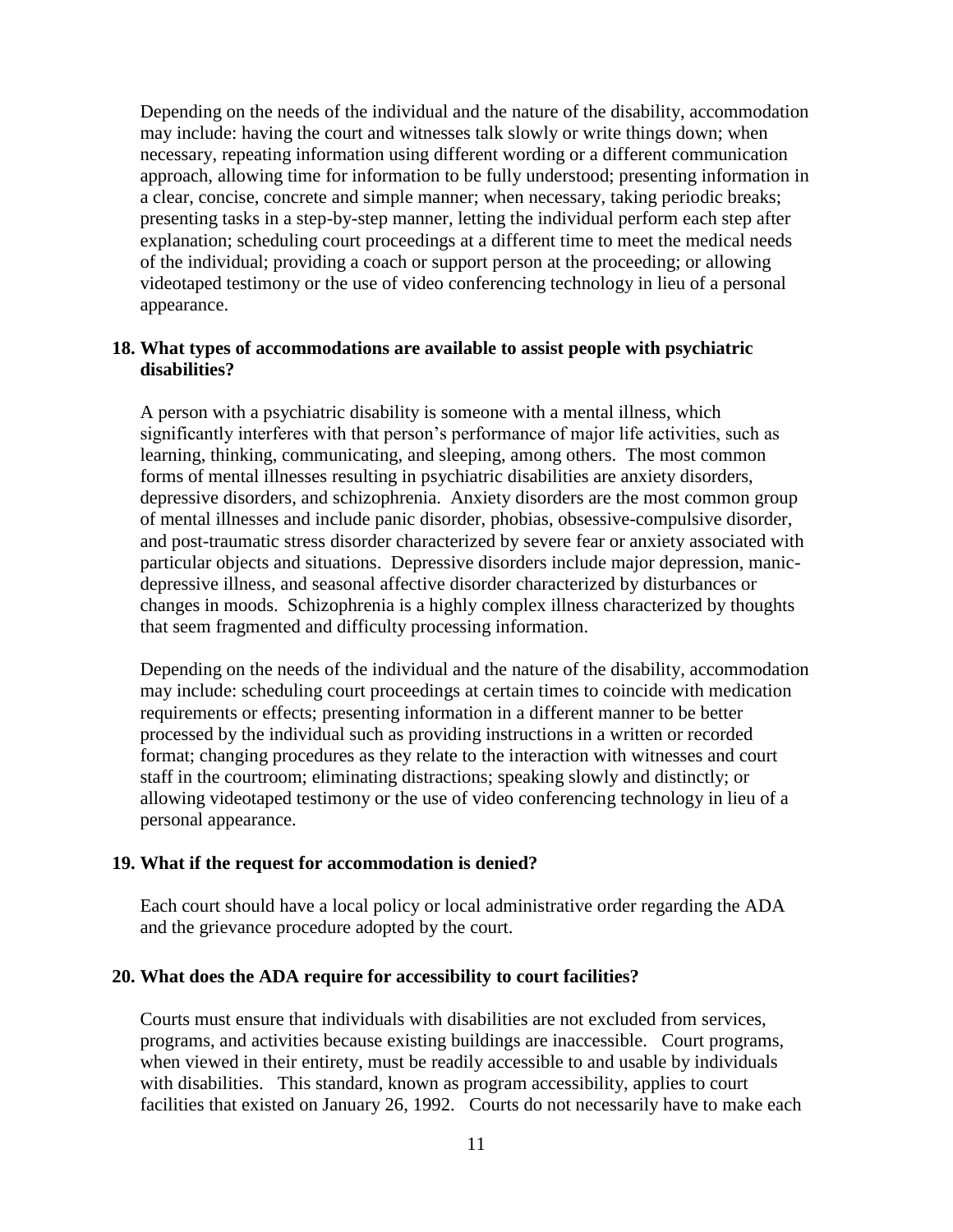Depending on the needs of the individual and the nature of the disability, accommodation may include: having the court and witnesses talk slowly or write things down; when necessary, repeating information using different wording or a different communication approach, allowing time for information to be fully understood; presenting information in a clear, concise, concrete and simple manner; when necessary, taking periodic breaks; presenting tasks in a step-by-step manner, letting the individual perform each step after explanation; scheduling court proceedings at a different time to meet the medical needs of the individual; providing a coach or support person at the proceeding; or allowing videotaped testimony or the use of video conferencing technology in lieu of a personal appearance.

**18. What types of accommodations are available to assist people with psychiatric disabilities?**

A person with a psychiatric disability is someone with a mental illness, which significantly interferes with that person's performance of major life activities, such as learning, thinking, communicating, and sleeping, among others. The most common forms of mental illnesses resulting in psychiatric disabilities are anxiety disorders, depressive disorders, and schizophrenia. Anxiety disorders are the most common group of mental illnesses and include panic disorder, phobias, obsessive-compulsive disorder, and post-traumatic stress disorder characterized by severe fear or anxiety associated with particular objects and situations. Depressive disorders include major depression, manic-depressive illness, and seasonal affective disorder characterized by disturbances or changes in moods. Schizophrenia is a highly complex illness characterized by thoughts that seem fragmented and difficulty processing information.

Depending on the needs of the individual and the nature of the disability, accommodation may include: scheduling court proceedings at certain times to coincide with medication requirements or effects; presenting information in a different manner to be better processed by the individual such as providing instructions in a written or recorded format; changing procedures as they relate to the interaction with witnesses and court staff in the courtroom; eliminating distractions; speaking slowly and distinctly; or allowing videotaped testimony or the use of video conferencing technology in lieu of a personal appearance.

**19. What if the request for accommodation is denied?**

Each court should have a local policy or local administrative order regarding the ADA and the grievance procedure adopted by the court.

**20. What does the ADA require for accessibility to court facilities?**

Courts must ensure that individuals with disabilities are not excluded from services, programs, and activities because existing buildings are inaccessible. Court programs, when viewed in their entirety, must be readily accessible to and usable by individuals with disabilities. This standard, known as program accessibility, applies to court facilities that existed on January 26, 1992. Courts do not necessarily have to make each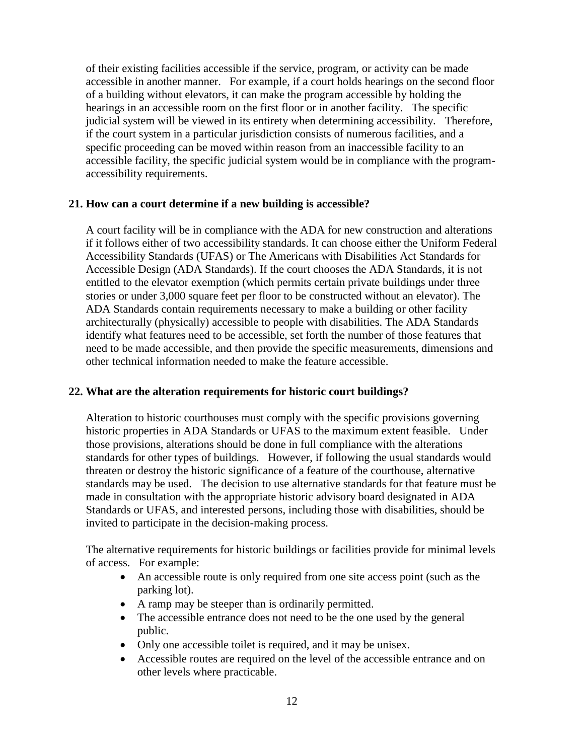of their existing facilities accessible if the service, program, or activity can be made accessible in another manner. For example, if a court holds hearings on the second floor of a building without elevators, it can make the program accessible by holding the hearings in an accessible room on the first floor or in another facility. The specific judicial system will be viewed in its entirety when determining accessibility. Therefore, if the court system in a particular jurisdiction consists of numerous facilities, and a specific proceeding can be moved within reason from an inaccessible facility to an accessible facility, the specific judicial system would be in compliance with the program-accessibility requirements.

**21. How can a court determine if a new building is accessible?**

A court facility will be in compliance with the ADA for new construction and alterations if it follows either of two accessibility standards. It can choose either the Uniform Federal Accessibility Standards (UFAS) or The Americans with Disabilities Act Standards for Accessible Design (ADA Standards). If the court chooses the ADA Standards, it is not entitled to the elevator exemption (which permits certain private buildings under three stories or under 3,000 square feet per floor to be constructed without an elevator). The ADA Standards contain requirements necessary to make a building or other facility architecturally (physically) accessible to people with disabilities. The ADA Standards identify what features need to be accessible, set forth the number of those features that need to be made accessible, and then provide the specific measurements, dimensions and other technical information needed to make the feature accessible.

**22. What are the alteration requirements for historic court buildings?**

Alteration to historic courthouses must comply with the specific provisions governing historic properties in ADA Standards or UFAS to the maximum extent feasible. Under those provisions, alterations should be done in full compliance with the alterations standards for other types of buildings. However, if following the usual standards would threaten or destroy the historic significance of a feature of the courthouse, alternative standards may be used. The decision to use alternative standards for that feature must be made in consultation with the appropriate historic advisory board designated in ADA Standards or UFAS, and interested persons, including those with disabilities, should be invited to participate in the decision-making process.

The alternative requirements for historic buildings or facilities provide for minimal levels of access. For example:

- An accessible route is only required from one site access point (such as the parking lot).
- A ramp may be steeper than is ordinarily permitted.
- The accessible entrance does not need to be the one used by the general public.
- Only one accessible toilet is required, and it may be unisex.
- Accessible routes are required on the level of the accessible entrance and on other levels where practicable.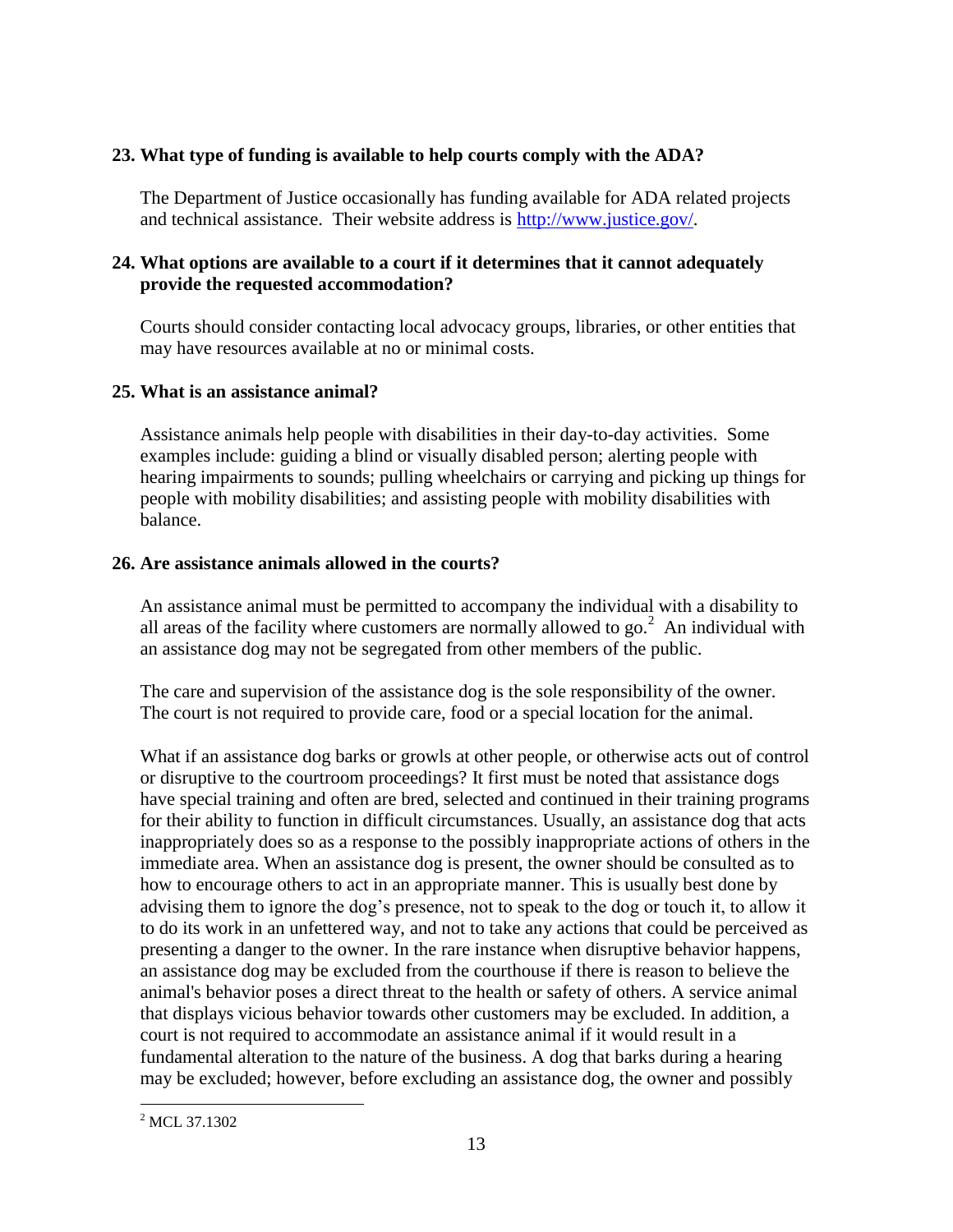**23. What type of funding is available to help courts comply with the ADA?**

The Department of Justice occasionally has funding available for ADA related projects and technical assistance. Their website address is [http://www.justice.gov/](http://www.justice.gov/).

**24. What options are available to a court if it determines that it cannot adequately provide the requested accommodation?**

Courts should consider contacting local advocacy groups, libraries, or other entities that may have resources available at no or minimal costs.

**25. What is an assistance animal?**

Assistance animals help people with disabilities in their day-to-day activities. Some examples include: guiding a blind or visually disabled person; alerting people with hearing impairments to sounds; pulling wheelchairs or carrying and picking up things for people with mobility disabilities; and assisting people with mobility disabilities with balance.

**26. Are assistance animals allowed in the courts?**

An assistance animal must be permitted to accompany the individual with a disability to all areas of the facility where customers are normally allowed to go.[2] An individual with an assistance dog may not be segregated from other members of the public.

The care and supervision of the assistance dog is the sole responsibility of the owner. The court is not required to provide care, food or a special location for the animal.

What if an assistance dog barks or growls at other people, or otherwise acts out of control or disruptive to the courtroom proceedings? It first must be noted that assistance dogs have special training and often are bred, selected and continued in their training programs for their ability to function in difficult circumstances. Usually, an assistance dog that acts inappropriately does so as a response to the possibly inappropriate actions of others in the immediate area. When an assistance dog is present, the owner should be consulted as to how to encourage others to act in an appropriate manner. This is usually best done by advising them to ignore the dog's presence, not to speak to the dog or touch it, to allow it to do its work in an unfettered way, and not to take any actions that could be perceived as presenting a danger to the owner. In the rare instance when disruptive behavior happens, an assistance dog may be excluded from the courthouse if there is reason to believe the animal's behavior poses a direct threat to the health or safety of others. A service animal that displays vicious behavior towards other customers may be excluded. In addition, a court is not required to accommodate an assistance animal if it would result in a fundamental alteration to the nature of the business. A dog that barks during a hearing may be excluded; however, before excluding an assistance dog, the owner and possibly

---

[2] MCL 37.1302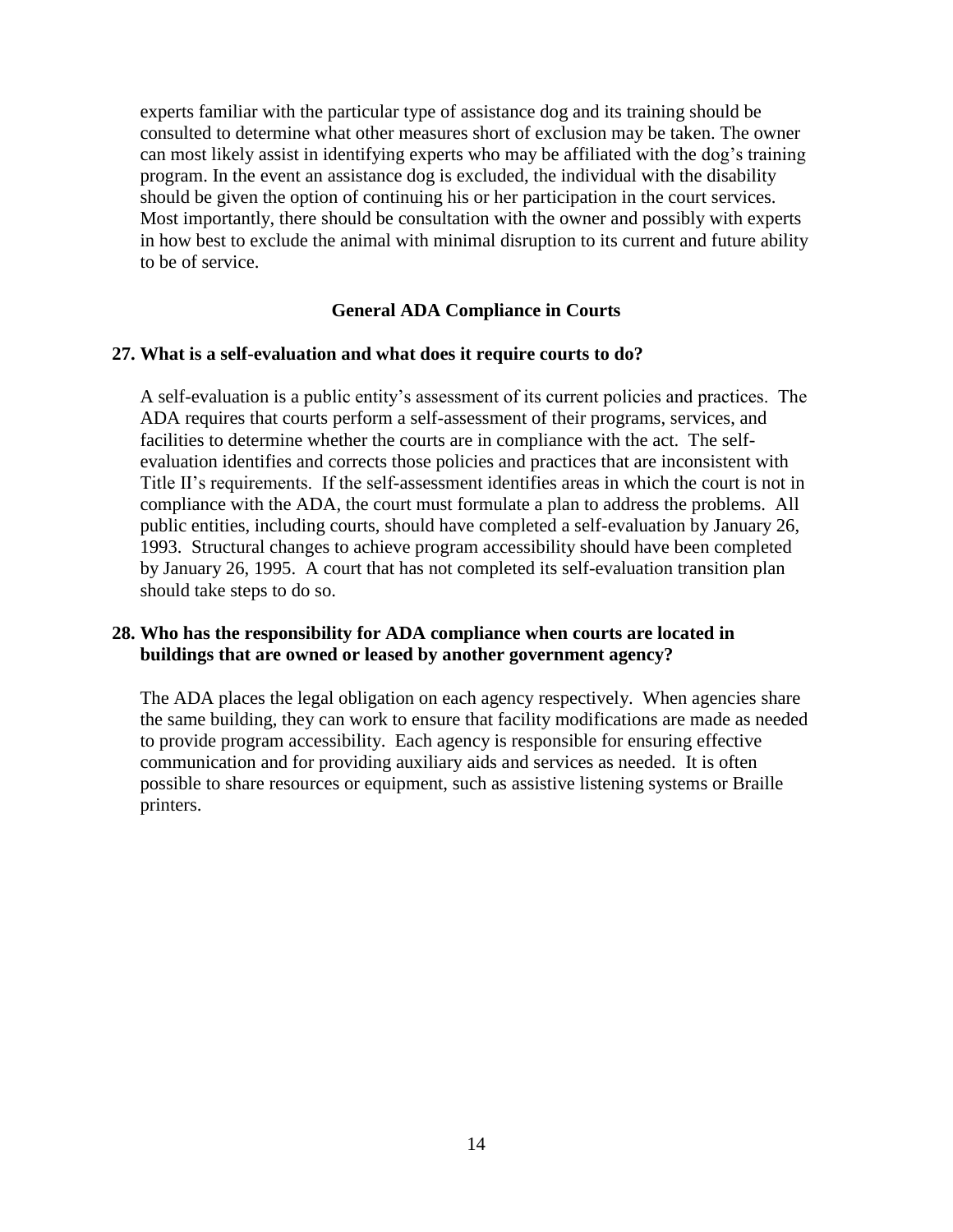experts familiar with the particular type of assistance dog and its training should be consulted to determine what other measures short of exclusion may be taken. The owner can most likely assist in identifying experts who may be affiliated with the dog's training program. In the event an assistance dog is excluded, the individual with the disability should be given the option of continuing his or her participation in the court services. Most importantly, there should be consultation with the owner and possibly with experts in how best to exclude the animal with minimal disruption to its current and future ability to be of service.

## General ADA Compliance in Courts

### 27. What is a self-evaluation and what does it require courts to do?

A self-evaluation is a public entity's assessment of its current policies and practices. The ADA requires that courts perform a self-assessment of their programs, services, and facilities to determine whether the courts are in compliance with the act. The self-evaluation identifies and corrects those policies and practices that are inconsistent with Title II's requirements. If the self-assessment identifies areas in which the court is not in compliance with the ADA, the court must formulate a plan to address the problems. All public entities, including courts, should have completed a self-evaluation by January 26, 1993. Structural changes to achieve program accessibility should have been completed by January 26, 1995. A court that has not completed its self-evaluation transition plan should take steps to do so.

### 28. Who has the responsibility for ADA compliance when courts are located in buildings that are owned or leased by another government agency?

The ADA places the legal obligation on each agency respectively. When agencies share the same building, they can work to ensure that facility modifications are made as needed to provide program accessibility. Each agency is responsible for ensuring effective communication and for providing auxiliary aids and services as needed. It is often possible to share resources or equipment, such as assistive listening systems or Braille printers.